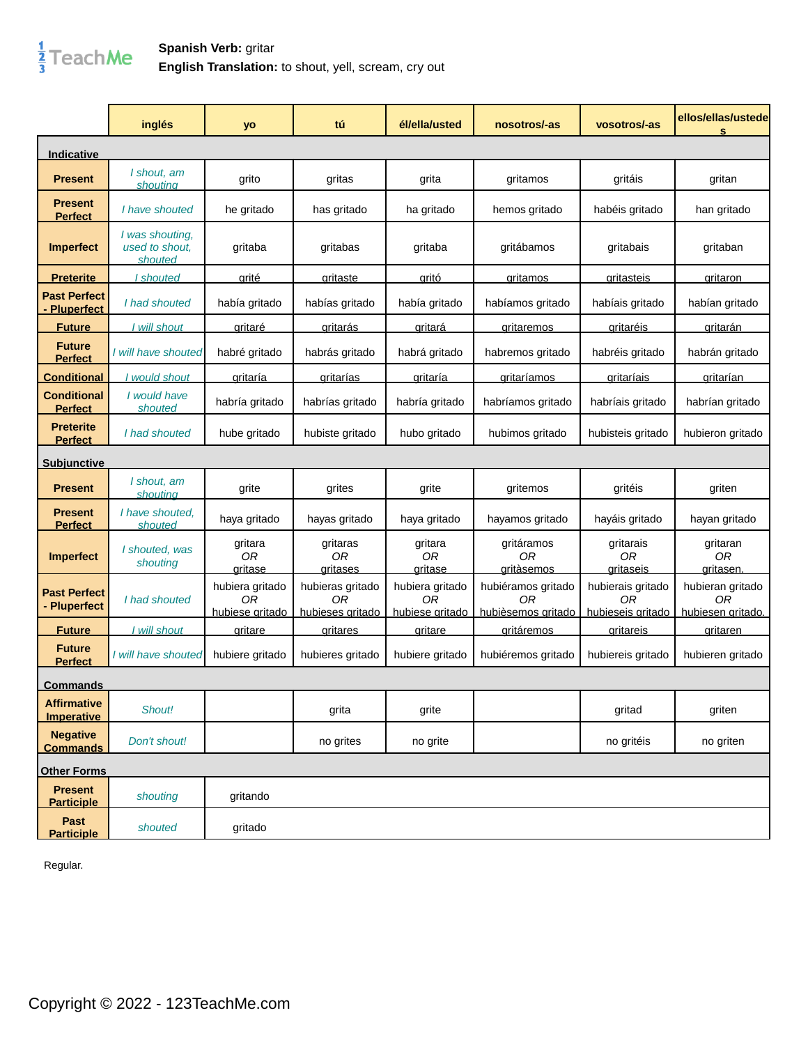**Spanish Verb:** gritar
**English Translation:** to shout, yell, scream, cry out

| | inglés | yo | tú | él/ella/usted | nosotros/-as | vosotros/-as | ellos/ellas/ustedes |
|---|---|---|---|---|---|---|---|
| **Indicative** | | | | | | | |
| **Present** | *I shout, am shouting* | grito | gritas | grita | gritamos | gritáis | gritan |
| **Present Perfect** | *I have shouted* | he gritado | has gritado | ha gritado | hemos gritado | habéis gritado | han gritado |
| **Imperfect** | *I was shouting, used to shout, shouted* | gritaba | gritabas | gritaba | gritábamos | gritabais | gritaban |
| **Preterite** | *I shouted* | grité | gritaste | gritó | gritamos | gritasteis | gritaron |
| **Past Perfect - Pluperfect** | *I had shouted* | había gritado | habías gritado | había gritado | habíamos gritado | habíais gritado | habían gritado |
| **Future** | *I will shout* | gritaré | gritarás | gritará | gritaremos | gritaréis | gritarán |
| **Future Perfect** | *I will have shouted* | habré gritado | habrás gritado | habrá gritado | habremos gritado | habréis gritado | habrán gritado |
| **Conditional** | *I would shout* | gritaría | gritarías | gritaría | gritaríamos | gritaríais | gritarían |
| **Conditional Perfect** | *I would have shouted* | habría gritado | habrías gritado | habría gritado | habríamos gritado | habríais gritado | habrían gritado |
| **Preterite Perfect** | *I had shouted* | hube gritado | hubiste gritado | hubo gritado | hubimos gritado | hubisteis gritado | hubieron gritado |
| **Subjunctive** | | | | | | | |
| **Present** | *I shout, am shouting* | grite | grites | grite | gritemos | gritéis | griten |
| **Present Perfect** | *I have shouted, shouted* | haya gritado | hayas gritado | haya gritado | hayamos gritado | hayáis gritado | hayan gritado |
| **Imperfect** | *I shouted, was shouting* | gritara *OR* gritase | gritaras *OR* gritases | gritara *OR* gritase | gritáramos *OR* gritàsemos | gritarais *OR* gritaseis | gritaran *OR* gritasen. |
| **Past Perfect - Pluperfect** | *I had shouted* | hubiera gritado *OR* hubiese gritado | hubieras gritado *OR* hubieses gritado | hubiera gritado *OR* hubiese gritado | hubiéramos gritado *OR* hubièsemos gritado | hubierais gritado *OR* hubieseis gritado | hubieran gritado *OR* hubiesen gritado. |
| **Future** | *I will shout* | gritare | gritares | gritare | gritáremos | gritareis | gritaren |
| **Future Perfect** | *I will have shouted* | hubiere gritado | hubieres gritado | hubiere gritado | hubiéremos gritado | hubiereis gritado | hubieren gritado |
| **Commands** | | | | | | | |
| **Affirmative Imperative** | *Shout!* | | grita | grite | | gritad | griten |
| **Negative Commands** | *Don't shout!* | | no grites | no grite | | no gritéis | no griten |
| **Other Forms** | | | | | | | |
| **Present Participle** | *shouting* | gritando | | | | | |
| **Past Participle** | *shouted* | gritado | | | | | |

Regular.

Copyright © 2022 - 123TeachMe.com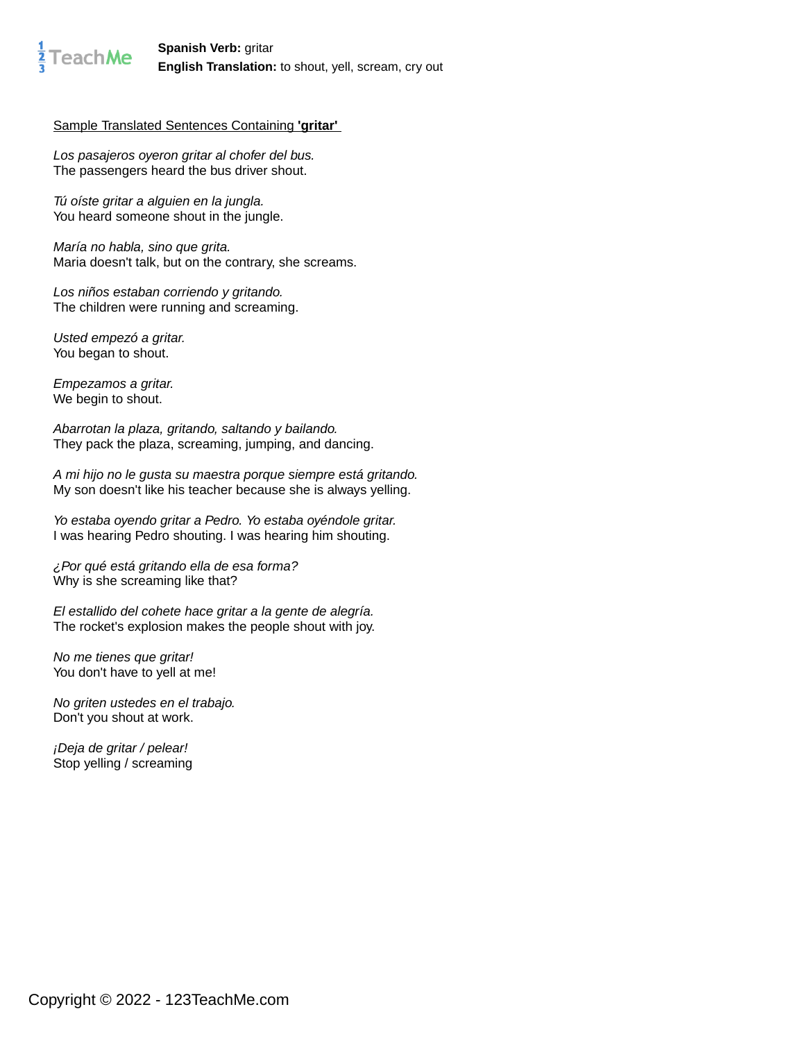**Spanish Verb:** gritar
**English Translation:** to shout, yell, scream, cry out

Sample Translated Sentences Containing **'gritar'**

*Los pasajeros oyeron gritar al chofer del bus.*
The passengers heard the bus driver shout.

*Tú oíste gritar a alguien en la jungla.*
You heard someone shout in the jungle.

*María no habla, sino que grita.*
Maria doesn't talk, but on the contrary, she screams.

*Los niños estaban corriendo y gritando.*
The children were running and screaming.

*Usted empezó a gritar.*
You began to shout.

*Empezamos a gritar.*
We begin to shout.

*Abarrotan la plaza, gritando, saltando y bailando.*
They pack the plaza, screaming, jumping, and dancing.

*A mi hijo no le gusta su maestra porque siempre está gritando.*
My son doesn't like his teacher because she is always yelling.

*Yo estaba oyendo gritar a Pedro. Yo estaba oyéndole gritar.*
I was hearing Pedro shouting. I was hearing him shouting.

*¿Por qué está gritando ella de esa forma?*
Why is she screaming like that?

*El estallido del cohete hace gritar a la gente de alegría.*
The rocket's explosion makes the people shout with joy.

*No me tienes que gritar!*
You don't have to yell at me!

*No griten ustedes en el trabajo.*
Don't you shout at work.

*¡Deja de gritar / pelear!*
Stop yelling / screaming

Copyright © 2022 - 123TeachMe.com